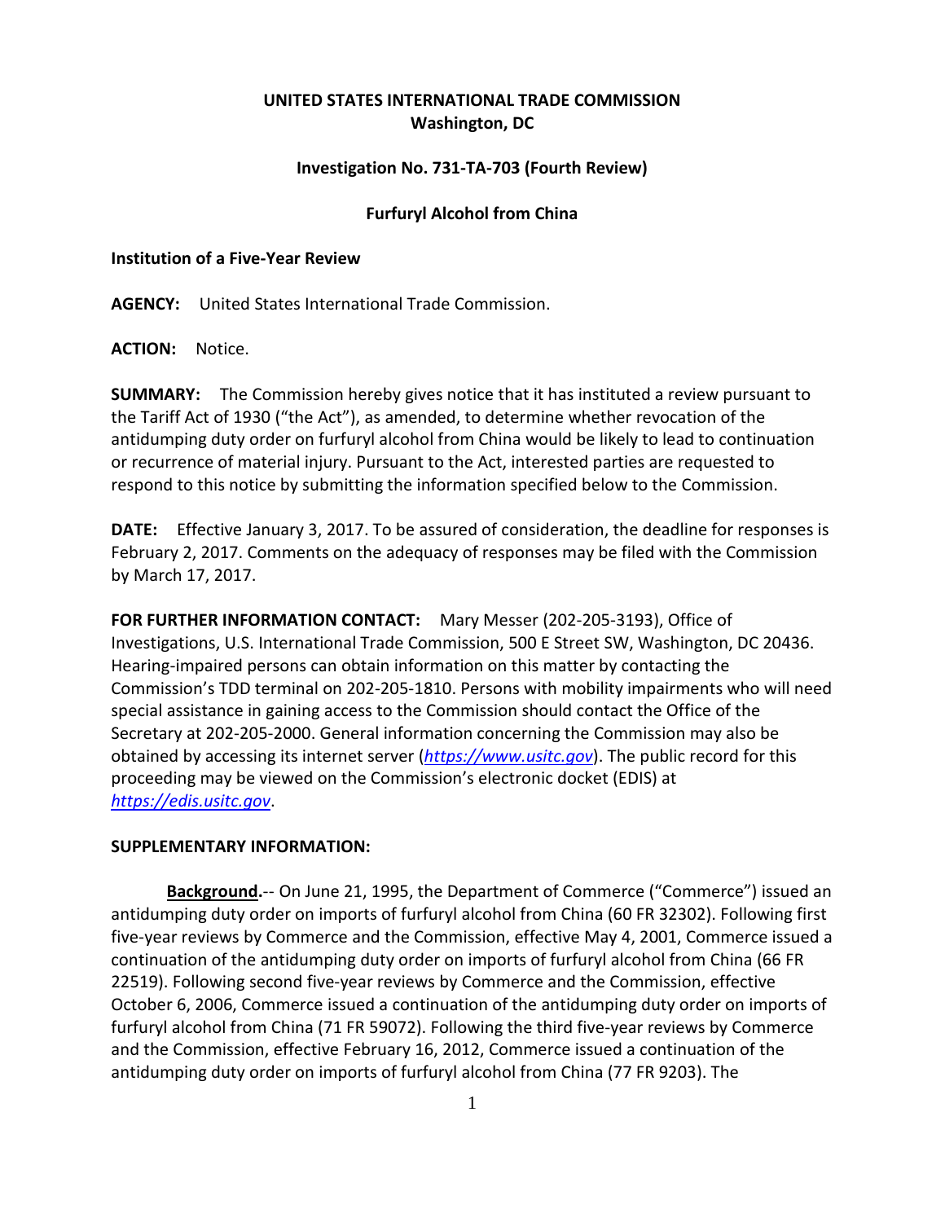**UNITED STATES INTERNATIONAL TRADE COMMISSION**
**Washington, DC**

**Investigation No. 731-TA-703 (Fourth Review)**

**Furfuryl Alcohol from China**

**Institution of a Five-Year Review**

**AGENCY:** United States International Trade Commission.

**ACTION:** Notice.

**SUMMARY:** The Commission hereby gives notice that it has instituted a review pursuant to the Tariff Act of 1930 ("the Act"), as amended, to determine whether revocation of the antidumping duty order on furfuryl alcohol from China would be likely to lead to continuation or recurrence of material injury. Pursuant to the Act, interested parties are requested to respond to this notice by submitting the information specified below to the Commission.

**DATE:** Effective January 3, 2017. To be assured of consideration, the deadline for responses is February 2, 2017. Comments on the adequacy of responses may be filed with the Commission by March 17, 2017.

**FOR FURTHER INFORMATION CONTACT:** Mary Messer (202-205-3193), Office of Investigations, U.S. International Trade Commission, 500 E Street SW, Washington, DC 20436. Hearing-impaired persons can obtain information on this matter by contacting the Commission's TDD terminal on 202-205-1810. Persons with mobility impairments who will need special assistance in gaining access to the Commission should contact the Office of the Secretary at 202-205-2000. General information concerning the Commission may also be obtained by accessing its internet server (*https://www.usitc.gov*). The public record for this proceeding may be viewed on the Commission's electronic docket (EDIS) at *https://edis.usitc.gov*.

**SUPPLEMENTARY INFORMATION:**

**Background.**-- On June 21, 1995, the Department of Commerce ("Commerce") issued an antidumping duty order on imports of furfuryl alcohol from China (60 FR 32302). Following first five-year reviews by Commerce and the Commission, effective May 4, 2001, Commerce issued a continuation of the antidumping duty order on imports of furfuryl alcohol from China (66 FR 22519). Following second five-year reviews by Commerce and the Commission, effective October 6, 2006, Commerce issued a continuation of the antidumping duty order on imports of furfuryl alcohol from China (71 FR 59072). Following the third five-year reviews by Commerce and the Commission, effective February 16, 2012, Commerce issued a continuation of the antidumping duty order on imports of furfuryl alcohol from China (77 FR 9203). The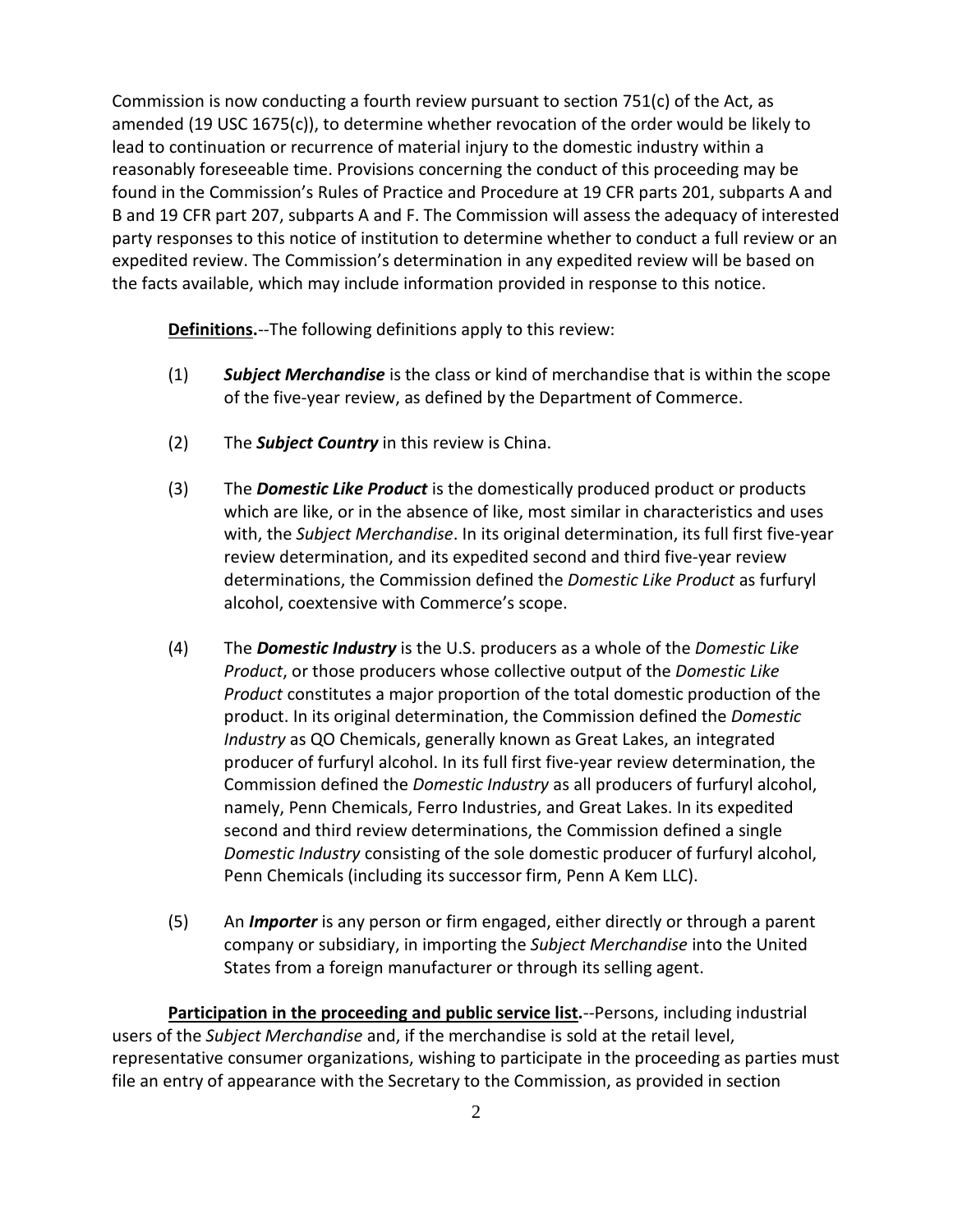Commission is now conducting a fourth review pursuant to section 751(c) of the Act, as amended (19 USC 1675(c)), to determine whether revocation of the order would be likely to lead to continuation or recurrence of material injury to the domestic industry within a reasonably foreseeable time. Provisions concerning the conduct of this proceeding may be found in the Commission's Rules of Practice and Procedure at 19 CFR parts 201, subparts A and B and 19 CFR part 207, subparts A and F. The Commission will assess the adequacy of interested party responses to this notice of institution to determine whether to conduct a full review or an expedited review. The Commission's determination in any expedited review will be based on the facts available, which may include information provided in response to this notice.

**Definitions.**--The following definitions apply to this review:

(1) ***Subject Merchandise*** is the class or kind of merchandise that is within the scope of the five-year review, as defined by the Department of Commerce.

(2) The ***Subject Country*** in this review is China.

(3) The ***Domestic Like Product*** is the domestically produced product or products which are like, or in the absence of like, most similar in characteristics and uses with, the *Subject Merchandise*. In its original determination, its full first five-year review determination, and its expedited second and third five-year review determinations, the Commission defined the *Domestic Like Product* as furfuryl alcohol, coextensive with Commerce's scope.

(4) The ***Domestic Industry*** is the U.S. producers as a whole of the *Domestic Like Product*, or those producers whose collective output of the *Domestic Like Product* constitutes a major proportion of the total domestic production of the product. In its original determination, the Commission defined the *Domestic Industry* as QO Chemicals, generally known as Great Lakes, an integrated producer of furfuryl alcohol. In its full first five-year review determination, the Commission defined the *Domestic Industry* as all producers of furfuryl alcohol, namely, Penn Chemicals, Ferro Industries, and Great Lakes. In its expedited second and third review determinations, the Commission defined a single *Domestic Industry* consisting of the sole domestic producer of furfuryl alcohol, Penn Chemicals (including its successor firm, Penn A Kem LLC).

(5) An ***Importer*** is any person or firm engaged, either directly or through a parent company or subsidiary, in importing the *Subject Merchandise* into the United States from a foreign manufacturer or through its selling agent.

**Participation in the proceeding and public service list.**--Persons, including industrial users of the *Subject Merchandise* and, if the merchandise is sold at the retail level, representative consumer organizations, wishing to participate in the proceeding as parties must file an entry of appearance with the Secretary to the Commission, as provided in section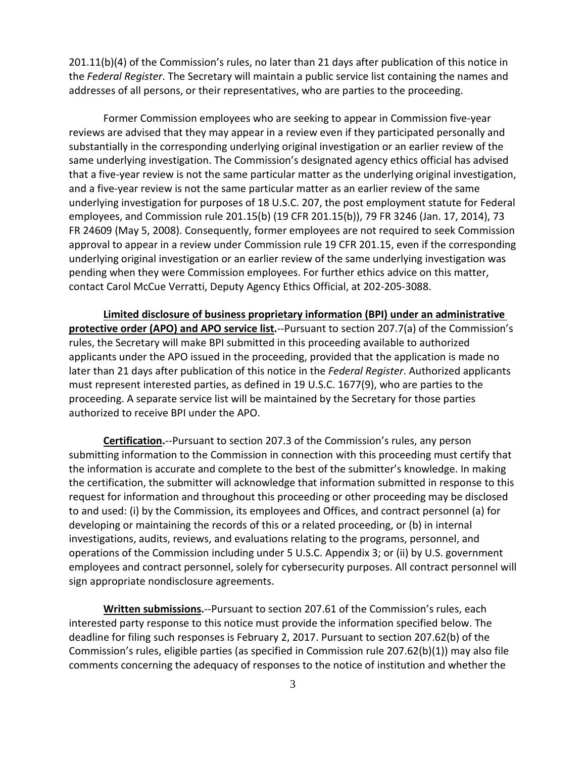201.11(b)(4) of the Commission's rules, no later than 21 days after publication of this notice in the *Federal Register*. The Secretary will maintain a public service list containing the names and addresses of all persons, or their representatives, who are parties to the proceeding.

Former Commission employees who are seeking to appear in Commission five-year reviews are advised that they may appear in a review even if they participated personally and substantially in the corresponding underlying original investigation or an earlier review of the same underlying investigation. The Commission's designated agency ethics official has advised that a five-year review is not the same particular matter as the underlying original investigation, and a five-year review is not the same particular matter as an earlier review of the same underlying investigation for purposes of 18 U.S.C. 207, the post employment statute for Federal employees, and Commission rule 201.15(b) (19 CFR 201.15(b)), 79 FR 3246 (Jan. 17, 2014), 73 FR 24609 (May 5, 2008). Consequently, former employees are not required to seek Commission approval to appear in a review under Commission rule 19 CFR 201.15, even if the corresponding underlying original investigation or an earlier review of the same underlying investigation was pending when they were Commission employees. For further ethics advice on this matter, contact Carol McCue Verratti, Deputy Agency Ethics Official, at 202-205-3088.

**Limited disclosure of business proprietary information (BPI) under an administrative protective order (APO) and APO service list.**--Pursuant to section 207.7(a) of the Commission's rules, the Secretary will make BPI submitted in this proceeding available to authorized applicants under the APO issued in the proceeding, provided that the application is made no later than 21 days after publication of this notice in the *Federal Register*. Authorized applicants must represent interested parties, as defined in 19 U.S.C. 1677(9), who are parties to the proceeding. A separate service list will be maintained by the Secretary for those parties authorized to receive BPI under the APO.

**Certification.**--Pursuant to section 207.3 of the Commission's rules, any person submitting information to the Commission in connection with this proceeding must certify that the information is accurate and complete to the best of the submitter's knowledge. In making the certification, the submitter will acknowledge that information submitted in response to this request for information and throughout this proceeding or other proceeding may be disclosed to and used: (i) by the Commission, its employees and Offices, and contract personnel (a) for developing or maintaining the records of this or a related proceeding, or (b) in internal investigations, audits, reviews, and evaluations relating to the programs, personnel, and operations of the Commission including under 5 U.S.C. Appendix 3; or (ii) by U.S. government employees and contract personnel, solely for cybersecurity purposes. All contract personnel will sign appropriate nondisclosure agreements.

**Written submissions.**--Pursuant to section 207.61 of the Commission's rules, each interested party response to this notice must provide the information specified below. The deadline for filing such responses is February 2, 2017. Pursuant to section 207.62(b) of the Commission's rules, eligible parties (as specified in Commission rule 207.62(b)(1)) may also file comments concerning the adequacy of responses to the notice of institution and whether the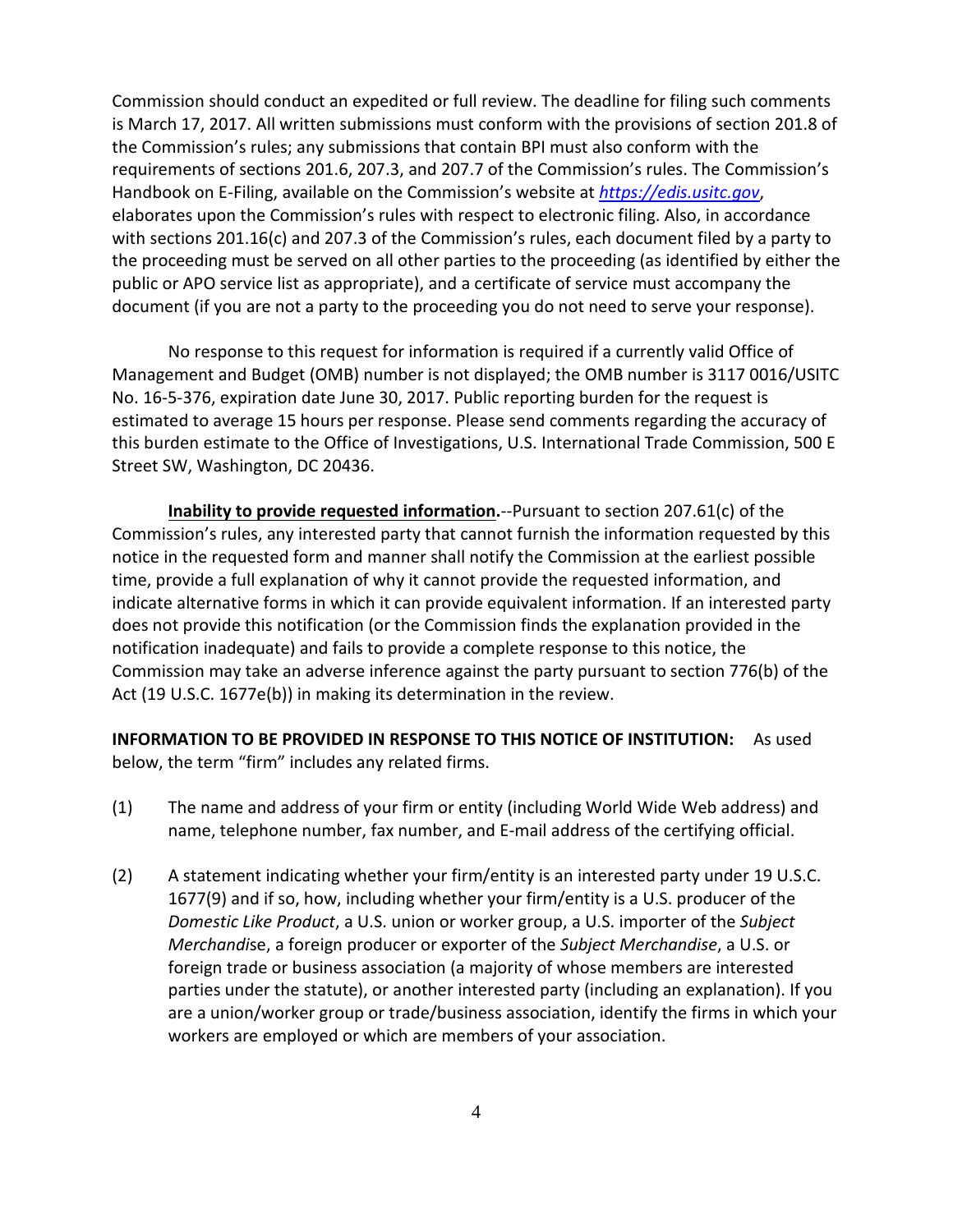Commission should conduct an expedited or full review. The deadline for filing such comments is March 17, 2017. All written submissions must conform with the provisions of section 201.8 of the Commission's rules; any submissions that contain BPI must also conform with the requirements of sections 201.6, 207.3, and 207.7 of the Commission's rules. The Commission's Handbook on E-Filing, available on the Commission's website at *https://edis.usitc.gov*, elaborates upon the Commission's rules with respect to electronic filing. Also, in accordance with sections 201.16(c) and 207.3 of the Commission's rules, each document filed by a party to the proceeding must be served on all other parties to the proceeding (as identified by either the public or APO service list as appropriate), and a certificate of service must accompany the document (if you are not a party to the proceeding you do not need to serve your response).

No response to this request for information is required if a currently valid Office of Management and Budget (OMB) number is not displayed; the OMB number is 3117 0016/USITC No. 16-5-376, expiration date June 30, 2017. Public reporting burden for the request is estimated to average 15 hours per response. Please send comments regarding the accuracy of this burden estimate to the Office of Investigations, U.S. International Trade Commission, 500 E Street SW, Washington, DC 20436.

**Inability to provide requested information.**--Pursuant to section 207.61(c) of the Commission's rules, any interested party that cannot furnish the information requested by this notice in the requested form and manner shall notify the Commission at the earliest possible time, provide a full explanation of why it cannot provide the requested information, and indicate alternative forms in which it can provide equivalent information. If an interested party does not provide this notification (or the Commission finds the explanation provided in the notification inadequate) and fails to provide a complete response to this notice, the Commission may take an adverse inference against the party pursuant to section 776(b) of the Act (19 U.S.C. 1677e(b)) in making its determination in the review.

**INFORMATION TO BE PROVIDED IN RESPONSE TO THIS NOTICE OF INSTITUTION:** As used below, the term "firm" includes any related firms.

(1) The name and address of your firm or entity (including World Wide Web address) and name, telephone number, fax number, and E-mail address of the certifying official.

(2) A statement indicating whether your firm/entity is an interested party under 19 U.S.C. 1677(9) and if so, how, including whether your firm/entity is a U.S. producer of the *Domestic Like Product*, a U.S. union or worker group, a U.S. importer of the *Subject Merchandise*, a foreign producer or exporter of the *Subject Merchandise*, a U.S. or foreign trade or business association (a majority of whose members are interested parties under the statute), or another interested party (including an explanation). If you are a union/worker group or trade/business association, identify the firms in which your workers are employed or which are members of your association.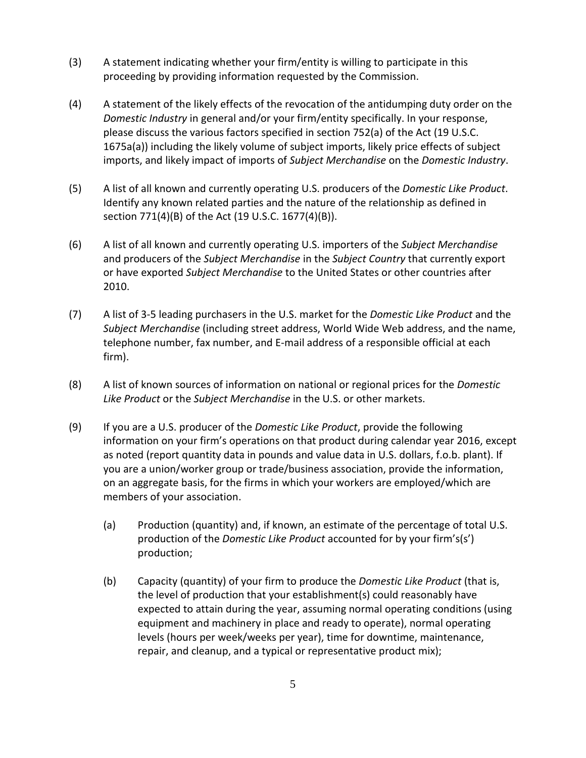(3) A statement indicating whether your firm/entity is willing to participate in this proceeding by providing information requested by the Commission.

(4) A statement of the likely effects of the revocation of the antidumping duty order on the *Domestic Industry* in general and/or your firm/entity specifically. In your response, please discuss the various factors specified in section 752(a) of the Act (19 U.S.C. 1675a(a)) including the likely volume of subject imports, likely price effects of subject imports, and likely impact of imports of *Subject Merchandise* on the *Domestic Industry*.

(5) A list of all known and currently operating U.S. producers of the *Domestic Like Product*. Identify any known related parties and the nature of the relationship as defined in section 771(4)(B) of the Act (19 U.S.C. 1677(4)(B)).

(6) A list of all known and currently operating U.S. importers of the *Subject Merchandise* and producers of the *Subject Merchandise* in the *Subject Country* that currently export or have exported *Subject Merchandise* to the United States or other countries after 2010.

(7) A list of 3-5 leading purchasers in the U.S. market for the *Domestic Like Product* and the *Subject Merchandise* (including street address, World Wide Web address, and the name, telephone number, fax number, and E-mail address of a responsible official at each firm).

(8) A list of known sources of information on national or regional prices for the *Domestic Like Product* or the *Subject Merchandise* in the U.S. or other markets.

(9) If you are a U.S. producer of the *Domestic Like Product*, provide the following information on your firm's operations on that product during calendar year 2016, except as noted (report quantity data in pounds and value data in U.S. dollars, f.o.b. plant). If you are a union/worker group or trade/business association, provide the information, on an aggregate basis, for the firms in which your workers are employed/which are members of your association.

   (a) Production (quantity) and, if known, an estimate of the percentage of total U.S. production of the *Domestic Like Product* accounted for by your firm's(s') production;

   (b) Capacity (quantity) of your firm to produce the *Domestic Like Product* (that is, the level of production that your establishment(s) could reasonably have expected to attain during the year, assuming normal operating conditions (using equipment and machinery in place and ready to operate), normal operating levels (hours per week/weeks per year), time for downtime, maintenance, repair, and cleanup, and a typical or representative product mix);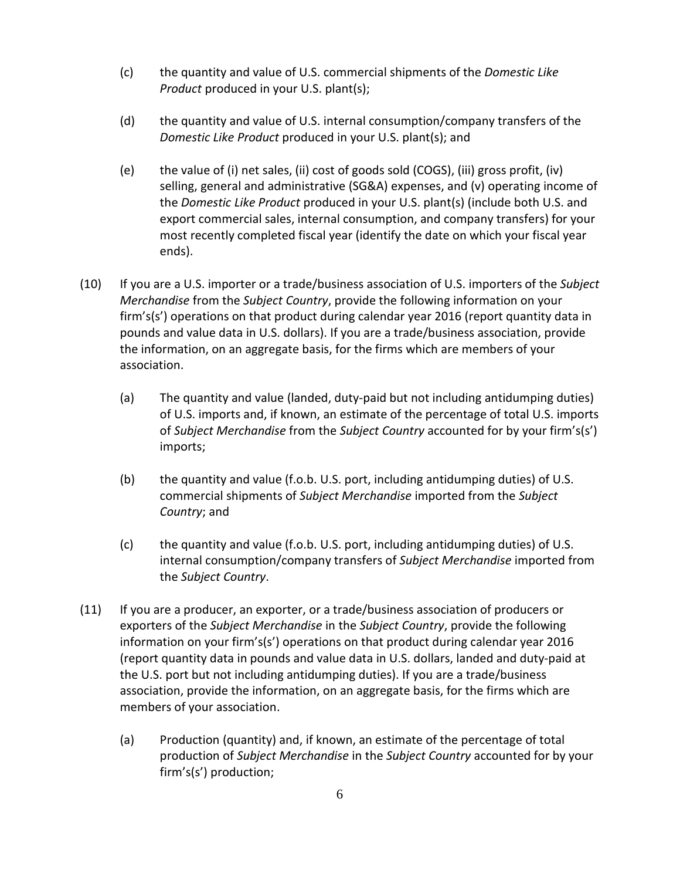(c) the quantity and value of U.S. commercial shipments of the *Domestic Like Product* produced in your U.S. plant(s);

(d) the quantity and value of U.S. internal consumption/company transfers of the *Domestic Like Product* produced in your U.S. plant(s); and

(e) the value of (i) net sales, (ii) cost of goods sold (COGS), (iii) gross profit, (iv) selling, general and administrative (SG&A) expenses, and (v) operating income of the *Domestic Like Product* produced in your U.S. plant(s) (include both U.S. and export commercial sales, internal consumption, and company transfers) for your most recently completed fiscal year (identify the date on which your fiscal year ends).

(10) If you are a U.S. importer or a trade/business association of U.S. importers of the *Subject Merchandise* from the *Subject Country*, provide the following information on your firm's(s') operations on that product during calendar year 2016 (report quantity data in pounds and value data in U.S. dollars). If you are a trade/business association, provide the information, on an aggregate basis, for the firms which are members of your association.

(a) The quantity and value (landed, duty-paid but not including antidumping duties) of U.S. imports and, if known, an estimate of the percentage of total U.S. imports of *Subject Merchandise* from the *Subject Country* accounted for by your firm's(s') imports;

(b) the quantity and value (f.o.b. U.S. port, including antidumping duties) of U.S. commercial shipments of *Subject Merchandise* imported from the *Subject Country*; and

(c) the quantity and value (f.o.b. U.S. port, including antidumping duties) of U.S. internal consumption/company transfers of *Subject Merchandise* imported from the *Subject Country*.

(11) If you are a producer, an exporter, or a trade/business association of producers or exporters of the *Subject Merchandise* in the *Subject Country*, provide the following information on your firm's(s') operations on that product during calendar year 2016 (report quantity data in pounds and value data in U.S. dollars, landed and duty-paid at the U.S. port but not including antidumping duties). If you are a trade/business association, provide the information, on an aggregate basis, for the firms which are members of your association.

(a) Production (quantity) and, if known, an estimate of the percentage of total production of *Subject Merchandise* in the *Subject Country* accounted for by your firm's(s') production;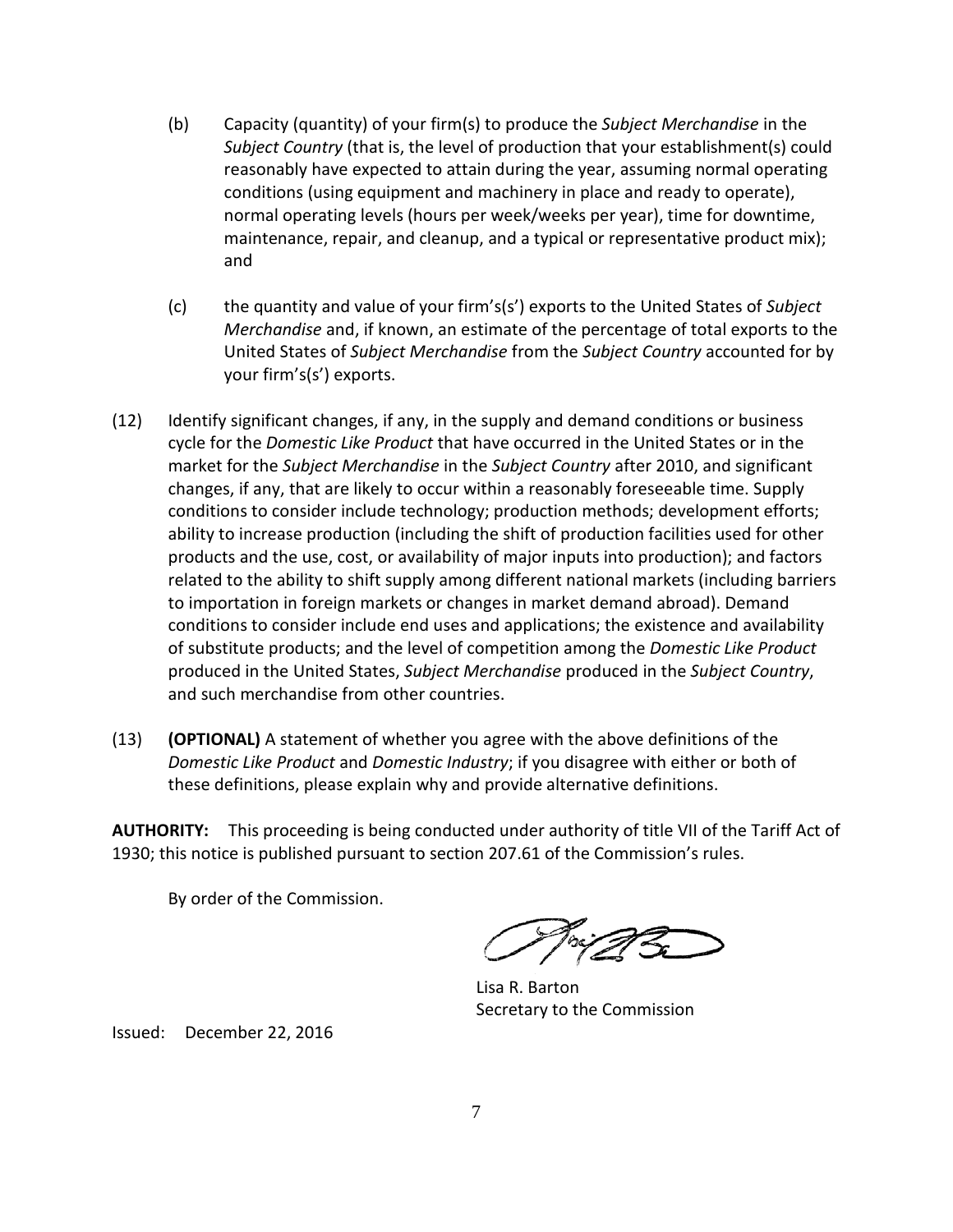(b) Capacity (quantity) of your firm(s) to produce the *Subject Merchandise* in the *Subject Country* (that is, the level of production that your establishment(s) could reasonably have expected to attain during the year, assuming normal operating conditions (using equipment and machinery in place and ready to operate), normal operating levels (hours per week/weeks per year), time for downtime, maintenance, repair, and cleanup, and a typical or representative product mix); and

(c) the quantity and value of your firm's(s') exports to the United States of *Subject Merchandise* and, if known, an estimate of the percentage of total exports to the United States of *Subject Merchandise* from the *Subject Country* accounted for by your firm's(s') exports.

(12) Identify significant changes, if any, in the supply and demand conditions or business cycle for the *Domestic Like Product* that have occurred in the United States or in the market for the *Subject Merchandise* in the *Subject Country* after 2010, and significant changes, if any, that are likely to occur within a reasonably foreseeable time. Supply conditions to consider include technology; production methods; development efforts; ability to increase production (including the shift of production facilities used for other products and the use, cost, or availability of major inputs into production); and factors related to the ability to shift supply among different national markets (including barriers to importation in foreign markets or changes in market demand abroad). Demand conditions to consider include end uses and applications; the existence and availability of substitute products; and the level of competition among the *Domestic Like Product* produced in the United States, *Subject Merchandise* produced in the *Subject Country*, and such merchandise from other countries.

(13) **(OPTIONAL)** A statement of whether you agree with the above definitions of the *Domestic Like Product* and *Domestic Industry*; if you disagree with either or both of these definitions, please explain why and provide alternative definitions.

**AUTHORITY:** This proceeding is being conducted under authority of title VII of the Tariff Act of 1930; this notice is published pursuant to section 207.61 of the Commission's rules.

By order of the Commission.

Lisa R. Barton
Secretary to the Commission

Issued: December 22, 2016